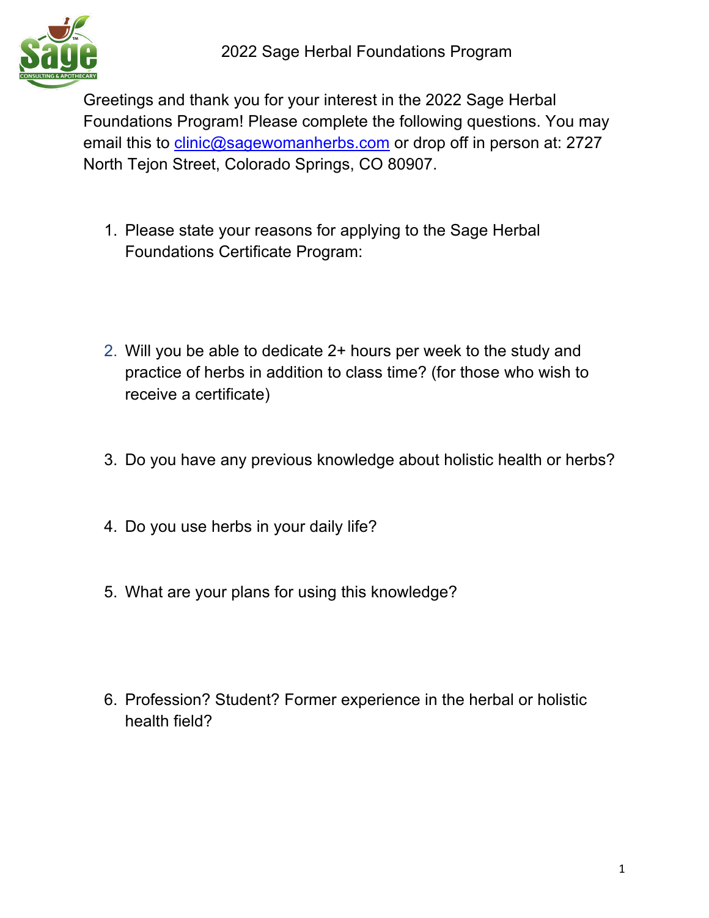# 2022 Sage Herbal Foundations Program

Greetings and thank you for your interest in the 2022 Sage Herbal Foundations Program! Please complete the following questions. You may email this to clinic@sagewomanherbs.com or drop off in person at: 2727 North Tejon Street, Colorado Springs, CO 80907.

1. Please state your reasons for applying to the Sage Herbal Foundations Certificate Program:

2. Will you be able to dedicate 2+ hours per week to the study and practice of herbs in addition to class time? (for those who wish to receive a certificate)

3. Do you have any previous knowledge about holistic health or herbs?

4. Do you use herbs in your daily life?

5. What are your plans for using this knowledge?

6. Profession? Student? Former experience in the herbal or holistic health field?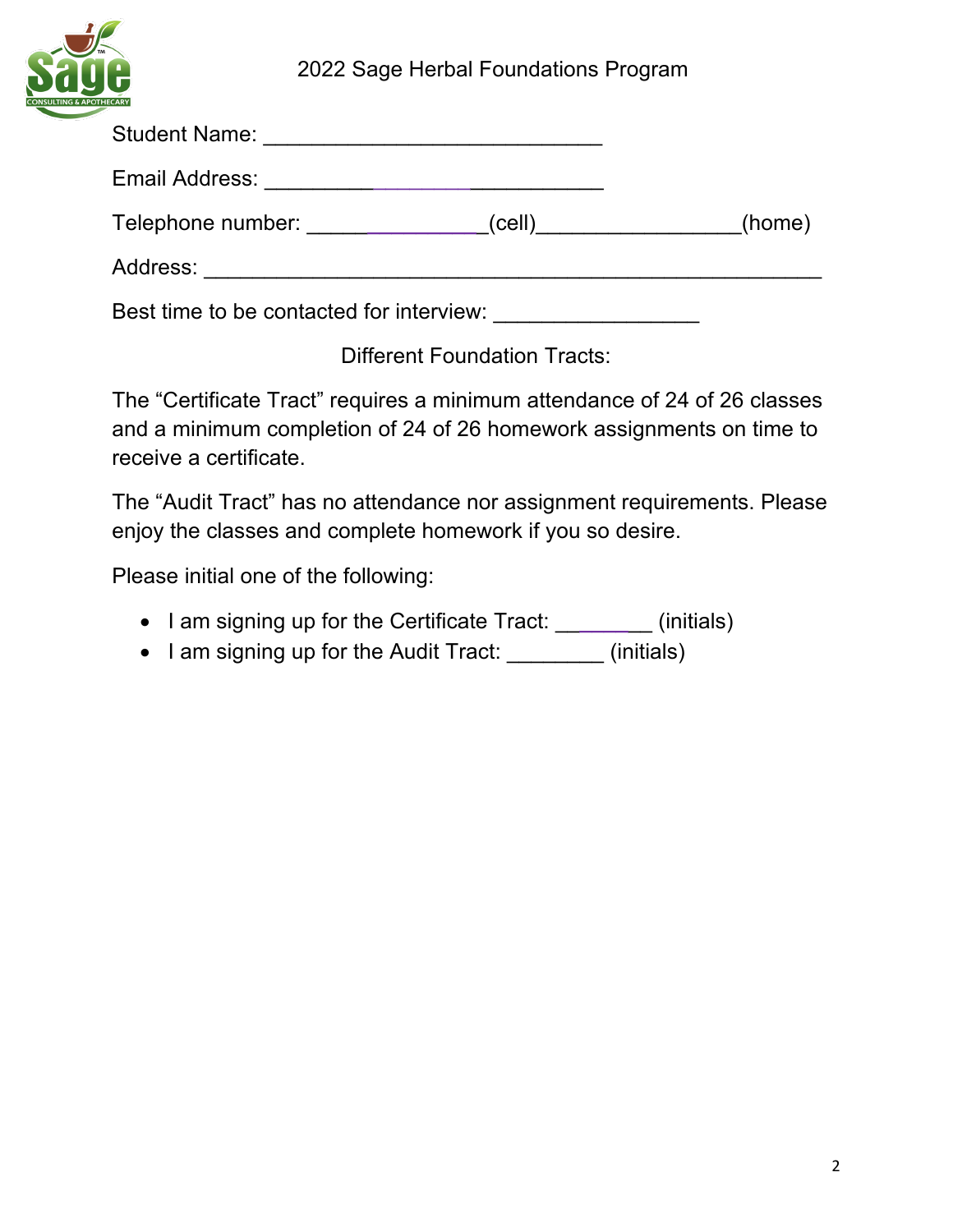# 2022 Sage Herbal Foundations Program

Student Name: ____________________________

Email Address: ____________________________

Telephone number: _______________(cell)_________________(home)

Address: ____________________________________________________

Best time to be contacted for interview: _________________

Different Foundation Tracts:

The “Certificate Tract” requires a minimum attendance of 24 of 26 classes and a minimum completion of 24 of 26 homework assignments on time to receive a certificate.

The “Audit Tract” has no attendance nor assignment requirements. Please enjoy the classes and complete homework if you so desire.

Please initial one of the following:

- I am signing up for the Certificate Tract: ________ (initials)
- I am signing up for the Audit Tract: ________ (initials)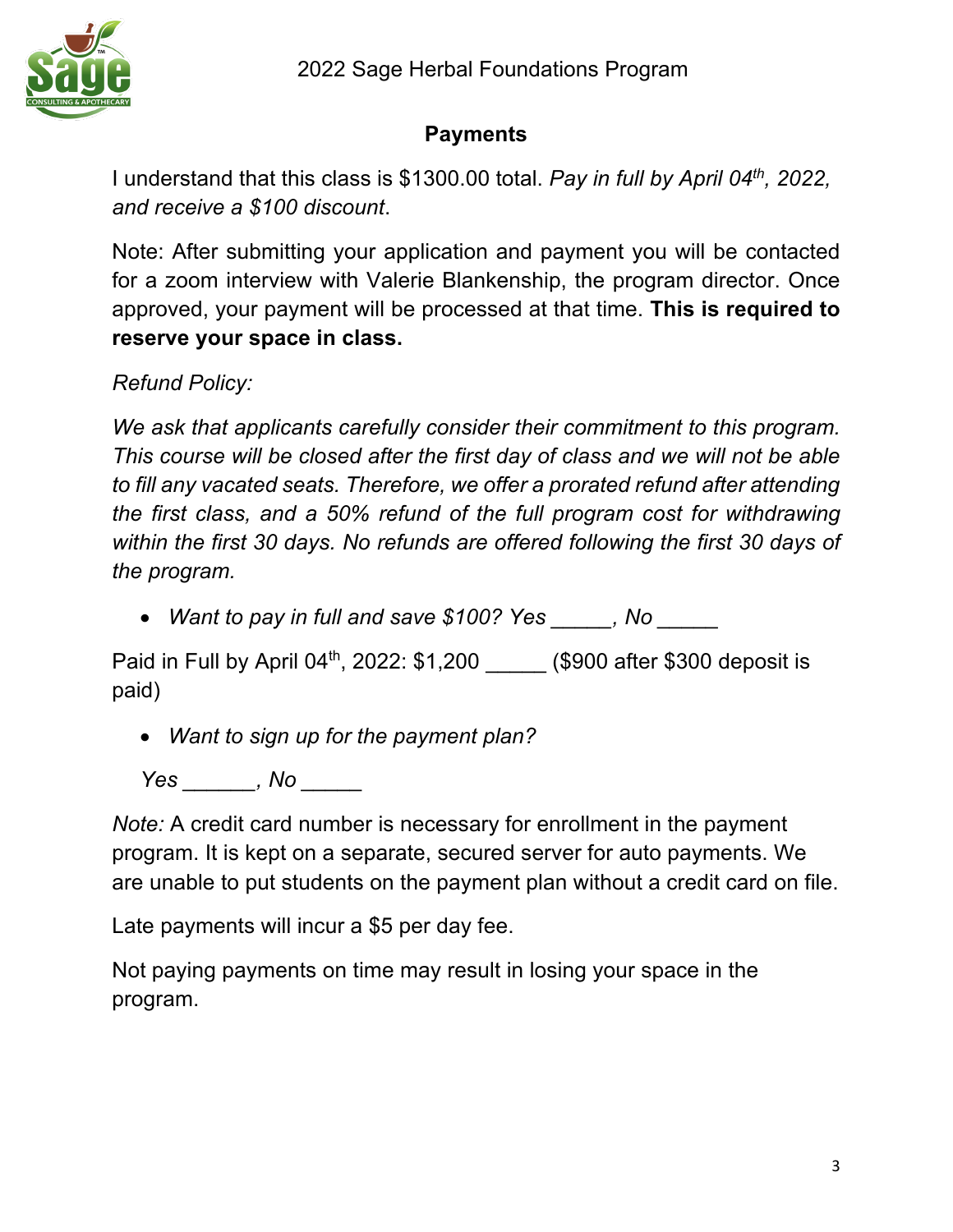## Payments

I understand that this class is $1300.00 total. *Pay in full by April 04th, 2022, and receive a $100 discount*.

Note: After submitting your application and payment you will be contacted for a zoom interview with Valerie Blankenship, the program director. Once approved, your payment will be processed at that time. **This is required to reserve your space in class.**

*Refund Policy:*

*We ask that applicants carefully consider their commitment to this program. This course will be closed after the first day of class and we will not be able to fill any vacated seats. Therefore, we offer a prorated refund after attending the first class, and a 50% refund of the full program cost for withdrawing within the first 30 days. No refunds are offered following the first 30 days of the program.*

- *Want to pay in full and save $100? Yes _____, No _____*

Paid in Full by April 04th, 2022: $1,200 _____ ($900 after $300 deposit is paid)

- *Want to sign up for the payment plan?*

  *Yes ______, No _____*

*Note:* A credit card number is necessary for enrollment in the payment program. It is kept on a separate, secured server for auto payments. We are unable to put students on the payment plan without a credit card on file.

Late payments will incur a $5 per day fee.

Not paying payments on time may result in losing your space in the program.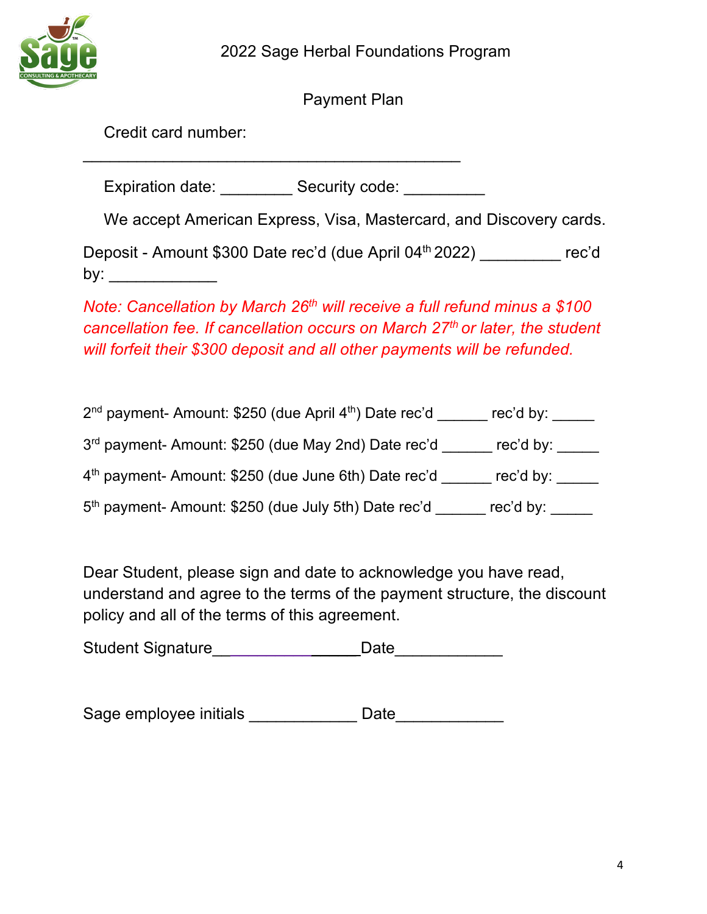2022 Sage Herbal Foundations Program

Payment Plan

Credit card number:

___________________________________________

Expiration date: ________ Security code: _________

We accept American Express, Visa, Mastercard, and Discovery cards.

Deposit - Amount $300 Date rec'd (due April 04th 2022) _________ rec'd by: ____________

*Note: Cancellation by March 26th will receive a full refund minus a $100 cancellation fee. If cancellation occurs on March 27th or later, the student will forfeit their $300 deposit and all other payments will be refunded.*

2nd payment- Amount: $250 (due April 4th) Date rec'd ______ rec'd by: _____

3rd payment- Amount: $250 (due May 2nd) Date rec'd ______ rec'd by: _____

4th payment- Amount: $250 (due June 6th) Date rec'd ______ rec'd by: _____

5th payment- Amount: $250 (due July 5th) Date rec'd ______ rec'd by: _____

Dear Student, please sign and date to acknowledge you have read, understand and agree to the terms of the payment structure, the discount policy and all of the terms of this agreement.

Student Signature_______________Date____________

Sage employee initials ____________ Date____________